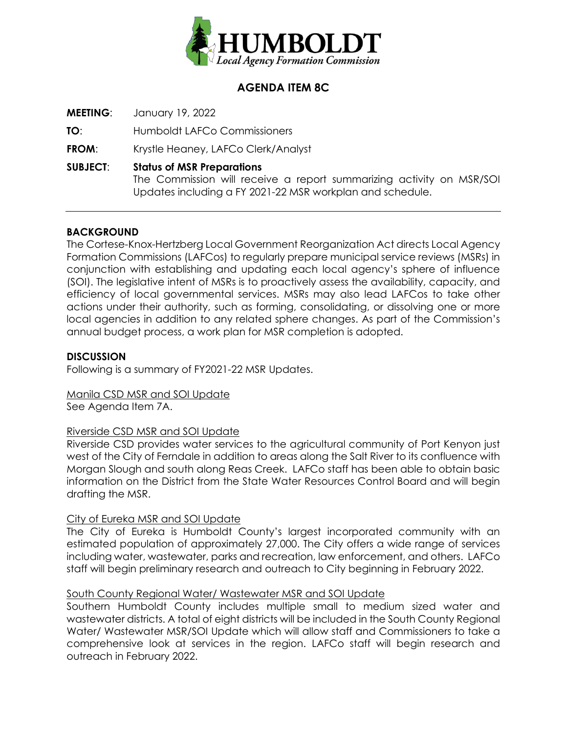# AGENDA ITEM 8C

**MEETING**: January 19, 2022

**TO**: Humboldt LAFCo Commissioners

**FROM**: Krystle Heaney, LAFCo Clerk/Analyst

**SUBJECT**: **Status of MSR Preparations**
The Commission will receive a report summarizing activity on MSR/SOI Updates including a FY 2021-22 MSR workplan and schedule.

---

## BACKGROUND

The Cortese-Knox-Hertzberg Local Government Reorganization Act directs Local Agency Formation Commissions (LAFCos) to regularly prepare municipal service reviews (MSRs) in conjunction with establishing and updating each local agency's sphere of influence (SOI). The legislative intent of MSRs is to proactively assess the availability, capacity, and efficiency of local governmental services. MSRs may also lead LAFCos to take other actions under their authority, such as forming, consolidating, or dissolving one or more local agencies in addition to any related sphere changes. As part of the Commission's annual budget process, a work plan for MSR completion is adopted.

## DISCUSSION

Following is a summary of FY2021-22 MSR Updates.

<u>Manila CSD MSR and SOI Update</u>
See Agenda Item 7A.

<u>Riverside CSD MSR and SOI Update</u>
Riverside CSD provides water services to the agricultural community of Port Kenyon just west of the City of Ferndale in addition to areas along the Salt River to its confluence with Morgan Slough and south along Reas Creek. LAFCo staff has been able to obtain basic information on the District from the State Water Resources Control Board and will begin drafting the MSR.

<u>City of Eureka MSR and SOI Update</u>
The City of Eureka is Humboldt County's largest incorporated community with an estimated population of approximately 27,000. The City offers a wide range of services including water, wastewater, parks and recreation, law enforcement, and others. LAFCo staff will begin preliminary research and outreach to City beginning in February 2022.

<u>South County Regional Water/ Wastewater MSR and SOI Update</u>
Southern Humboldt County includes multiple small to medium sized water and wastewater districts. A total of eight districts will be included in the South County Regional Water/ Wastewater MSR/SOI Update which will allow staff and Commissioners to take a comprehensive look at services in the region. LAFCo staff will begin research and outreach in February 2022.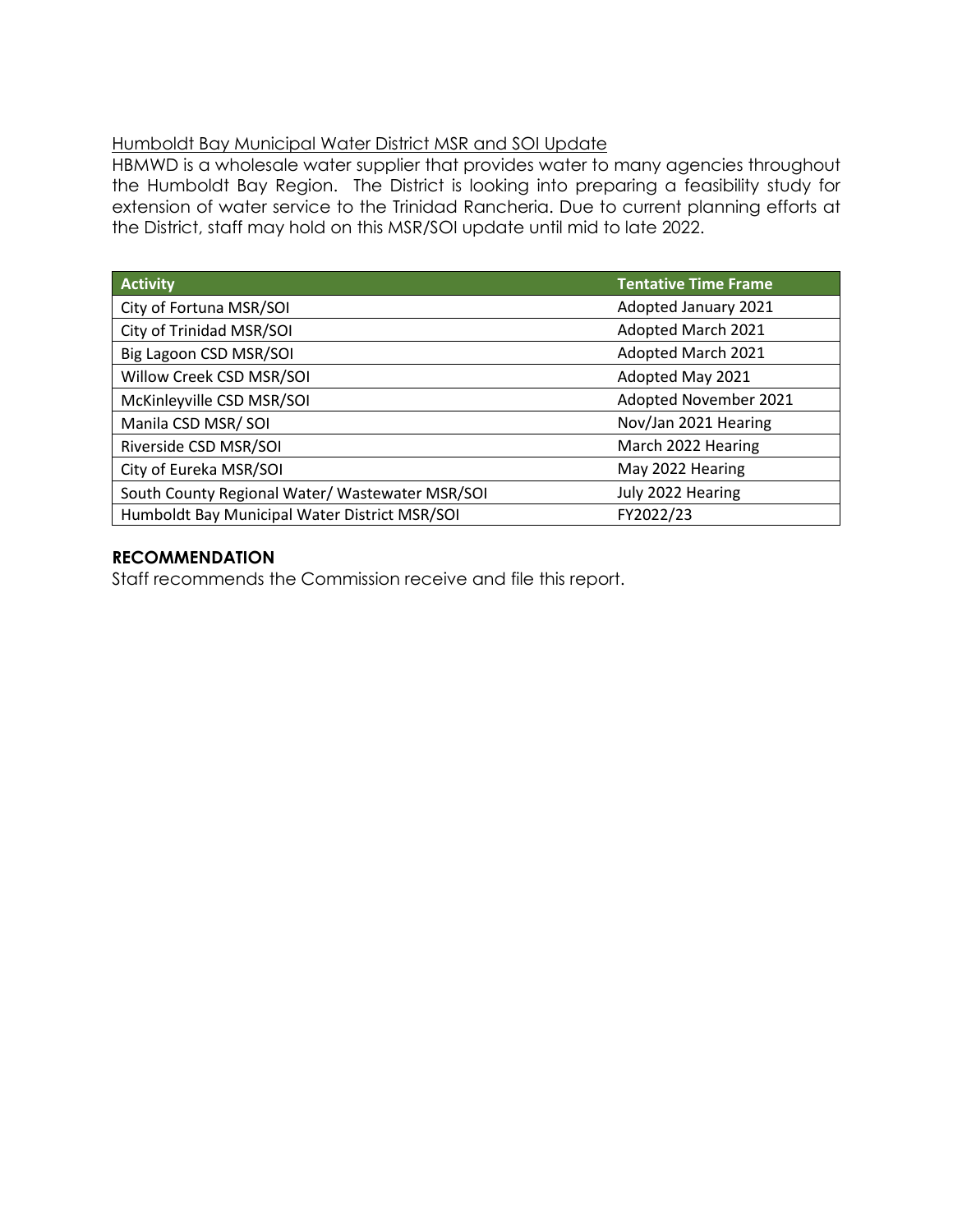Humboldt Bay Municipal Water District MSR and SOI Update

HBMWD is a wholesale water supplier that provides water to many agencies throughout the Humboldt Bay Region. The District is looking into preparing a feasibility study for extension of water service to the Trinidad Rancheria. Due to current planning efforts at the District, staff may hold on this MSR/SOI update until mid to late 2022.

| Activity | Tentative Time Frame |
|---|---|
| City of Fortuna MSR/SOI | Adopted January 2021 |
| City of Trinidad MSR/SOI | Adopted March 2021 |
| Big Lagoon CSD MSR/SOI | Adopted March 2021 |
| Willow Creek CSD MSR/SOI | Adopted May 2021 |
| McKinleyville CSD MSR/SOI | Adopted November 2021 |
| Manila CSD MSR/ SOI | Nov/Jan 2021 Hearing |
| Riverside CSD MSR/SOI | March 2022 Hearing |
| City of Eureka MSR/SOI | May 2022 Hearing |
| South County Regional Water/ Wastewater MSR/SOI | July 2022 Hearing |
| Humboldt Bay Municipal Water District MSR/SOI | FY2022/23 |

**RECOMMENDATION**

Staff recommends the Commission receive and file this report.